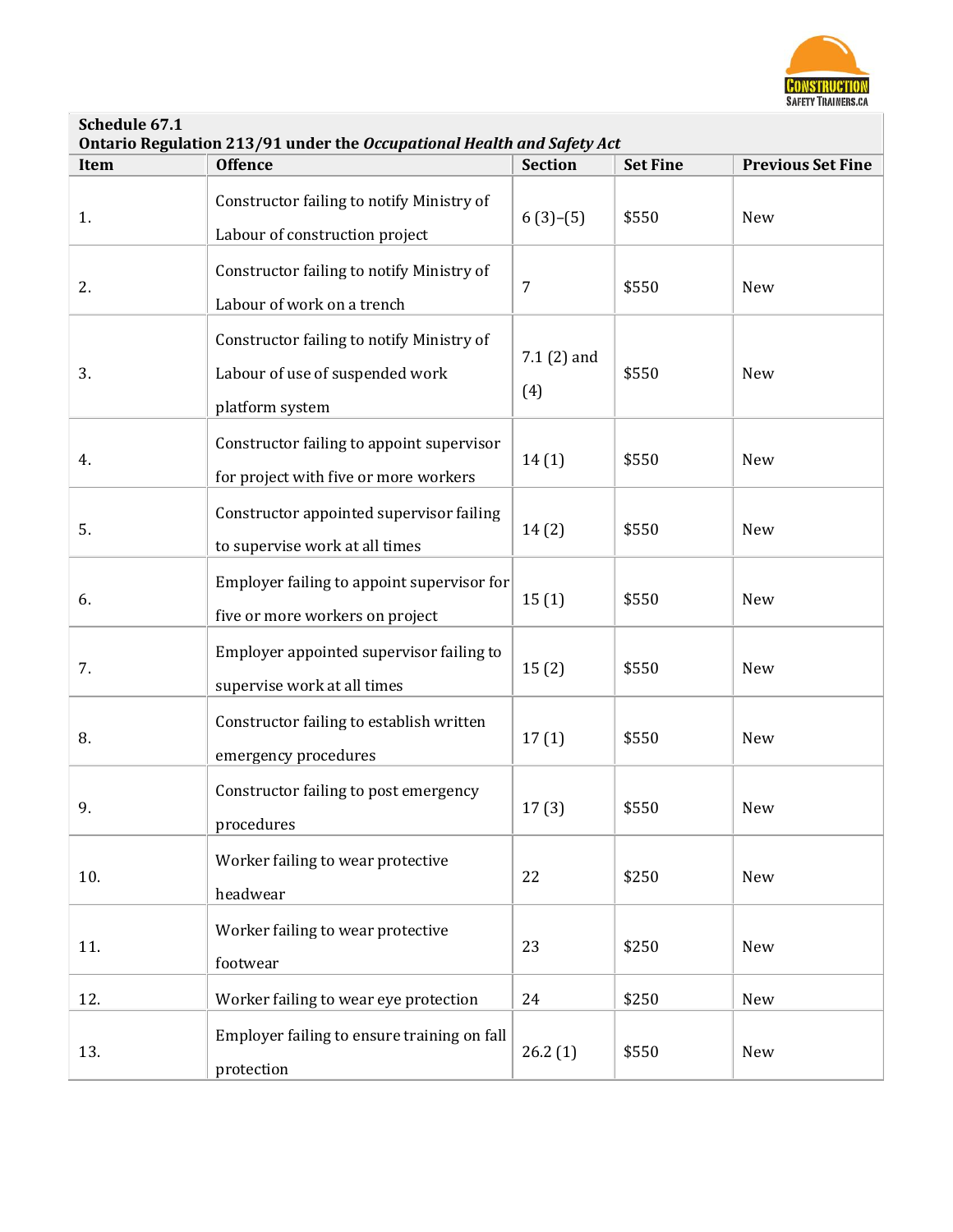**Schedule 67.1**
**Ontario Regulation 213/91 under the *Occupational Health and Safety Act***

| Item | Offence | Section | Set Fine | Previous Set Fine |
|---|---|---|---|---|
| 1. | Constructor failing to notify Ministry of Labour of construction project | 6 (3)–(5) | $550 | New |
| 2. | Constructor failing to notify Ministry of Labour of work on a trench | 7 | $550 | New |
| 3. | Constructor failing to notify Ministry of Labour of use of suspended work platform system | 7.1 (2) and (4) | $550 | New |
| 4. | Constructor failing to appoint supervisor for project with five or more workers | 14 (1) | $550 | New |
| 5. | Constructor appointed supervisor failing to supervise work at all times | 14 (2) | $550 | New |
| 6. | Employer failing to appoint supervisor for five or more workers on project | 15 (1) | $550 | New |
| 7. | Employer appointed supervisor failing to supervise work at all times | 15 (2) | $550 | New |
| 8. | Constructor failing to establish written emergency procedures | 17 (1) | $550 | New |
| 9. | Constructor failing to post emergency procedures | 17 (3) | $550 | New |
| 10. | Worker failing to wear protective headwear | 22 | $250 | New |
| 11. | Worker failing to wear protective footwear | 23 | $250 | New |
| 12. | Worker failing to wear eye protection | 24 | $250 | New |
| 13. | Employer failing to ensure training on fall protection | 26.2 (1) | $550 | New |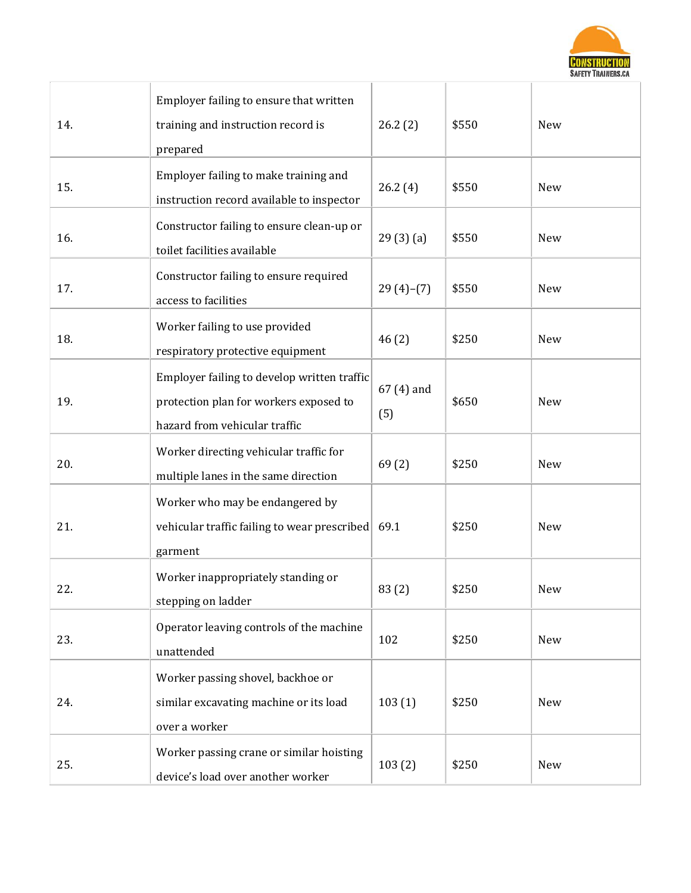| | | | | |
|---|---|---|---|---|
| 14. | Employer failing to ensure that written training and instruction record is prepared | 26.2 (2) | $550 | New |
| 15. | Employer failing to make training and instruction record available to inspector | 26.2 (4) | $550 | New |
| 16. | Constructor failing to ensure clean-up or toilet facilities available | 29 (3) (a) | $550 | New |
| 17. | Constructor failing to ensure required access to facilities | 29 (4)–(7) | $550 | New |
| 18. | Worker failing to use provided respiratory protective equipment | 46 (2) | $250 | New |
| 19. | Employer failing to develop written traffic protection plan for workers exposed to hazard from vehicular traffic | 67 (4) and (5) | $650 | New |
| 20. | Worker directing vehicular traffic for multiple lanes in the same direction | 69 (2) | $250 | New |
| 21. | Worker who may be endangered by vehicular traffic failing to wear prescribed garment | 69.1 | $250 | New |
| 22. | Worker inappropriately standing or stepping on ladder | 83 (2) | $250 | New |
| 23. | Operator leaving controls of the machine unattended | 102 | $250 | New |
| 24. | Worker passing shovel, backhoe or similar excavating machine or its load over a worker | 103 (1) | $250 | New |
| 25. | Worker passing crane or similar hoisting device's load over another worker | 103 (2) | $250 | New |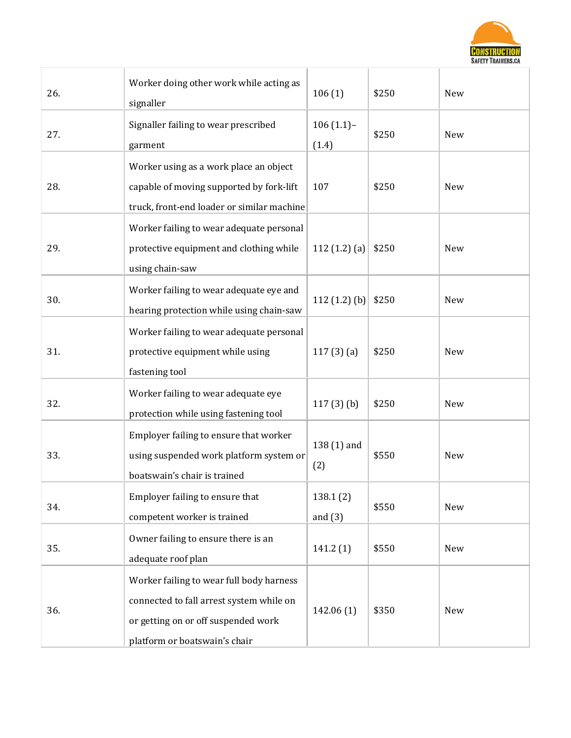| | | | | |
|---|---|---|---|---|
| 26. | Worker doing other work while acting as signaller | 106 (1) | $250 | New |
| 27. | Signaller failing to wear prescribed garment | 106 (1.1)–(1.4) | $250 | New |
| 28. | Worker using as a work place an object capable of moving supported by fork-lift truck, front-end loader or similar machine | 107 | $250 | New |
| 29. | Worker failing to wear adequate personal protective equipment and clothing while using chain-saw | 112 (1.2) (a) | $250 | New |
| 30. | Worker failing to wear adequate eye and hearing protection while using chain-saw | 112 (1.2) (b) | $250 | New |
| 31. | Worker failing to wear adequate personal protective equipment while using fastening tool | 117 (3) (a) | $250 | New |
| 32. | Worker failing to wear adequate eye protection while using fastening tool | 117 (3) (b) | $250 | New |
| 33. | Employer failing to ensure that worker using suspended work platform system or boatswain's chair is trained | 138 (1) and (2) | $550 | New |
| 34. | Employer failing to ensure that competent worker is trained | 138.1 (2) and (3) | $550 | New |
| 35. | Owner failing to ensure there is an adequate roof plan | 141.2 (1) | $550 | New |
| 36. | Worker failing to wear full body harness connected to fall arrest system while on or getting on or off suspended work platform or boatswain's chair | 142.06 (1) | $350 | New |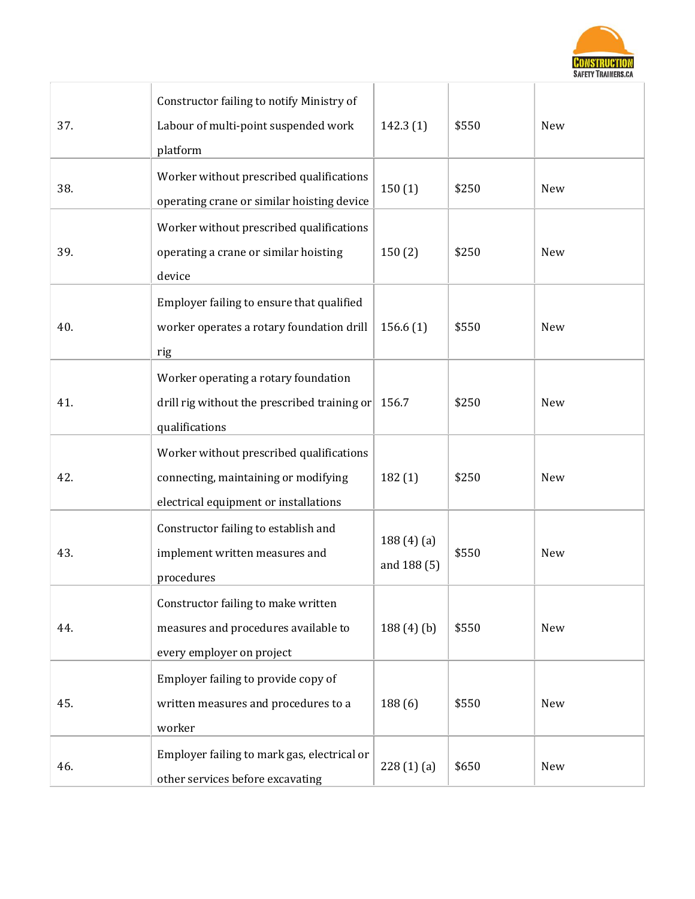| | | | | |
|---|---|---|---|---|
| 37. | Constructor failing to notify Ministry of Labour of multi-point suspended work platform | 142.3 (1) | $550 | New |
| 38. | Worker without prescribed qualifications operating crane or similar hoisting device | 150 (1) | $250 | New |
| 39. | Worker without prescribed qualifications operating a crane or similar hoisting device | 150 (2) | $250 | New |
| 40. | Employer failing to ensure that qualified worker operates a rotary foundation drill rig | 156.6 (1) | $550 | New |
| 41. | Worker operating a rotary foundation drill rig without the prescribed training or qualifications | 156.7 | $250 | New |
| 42. | Worker without prescribed qualifications connecting, maintaining or modifying electrical equipment or installations | 182 (1) | $250 | New |
| 43. | Constructor failing to establish and implement written measures and procedures | 188 (4) (a) and 188 (5) | $550 | New |
| 44. | Constructor failing to make written measures and procedures available to every employer on project | 188 (4) (b) | $550 | New |
| 45. | Employer failing to provide copy of written measures and procedures to a worker | 188 (6) | $550 | New |
| 46. | Employer failing to mark gas, electrical or other services before excavating | 228 (1) (a) | $650 | New |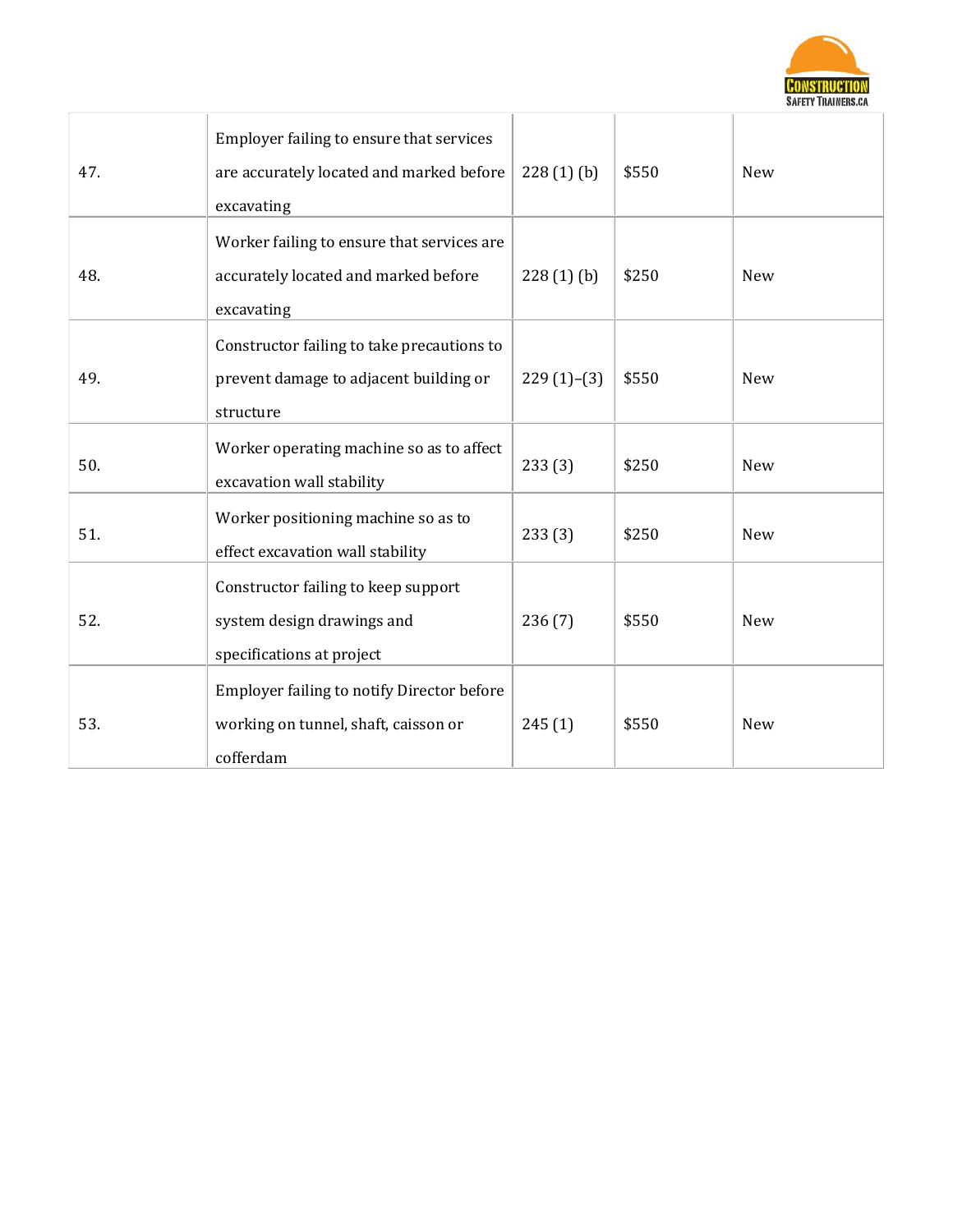| | | | | |
|---|---|---|---|---|
| 47. | Employer failing to ensure that services are accurately located and marked before excavating | 228 (1) (b) | $550 | New |
| 48. | Worker failing to ensure that services are accurately located and marked before excavating | 228 (1) (b) | $250 | New |
| 49. | Constructor failing to take precautions to prevent damage to adjacent building or structure | 229 (1)–(3) | $550 | New |
| 50. | Worker operating machine so as to affect excavation wall stability | 233 (3) | $250 | New |
| 51. | Worker positioning machine so as to effect excavation wall stability | 233 (3) | $250 | New |
| 52. | Constructor failing to keep support system design drawings and specifications at project | 236 (7) | $550 | New |
| 53. | Employer failing to notify Director before working on tunnel, shaft, caisson or cofferdam | 245 (1) | $550 | New |